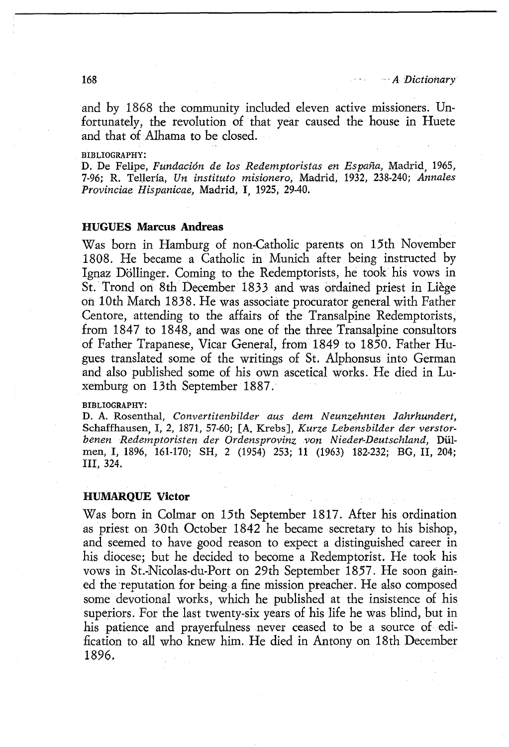and by 1868 the community included eleven active missioners. Unfortunately, the revolution of that year caused the house in Huete and that of Alhama to be closed.

BIBLIOGRAPHY:

D. De Felipe, *Fundación de los Redemptoristas en España*, Madrid, 1965, 7-96; R. Tellería, *Un instituto misionero*, Madrid, 1932, 238-240; *Annales Provinciae Hispanicae*, Madrid, I, 1925, 29-40.

### HUGUES Marcus Andreas

Was born in Hamburg of non-Catholic parents on 15th November 1808. He became a Catholic in Munich after being instructed by Ignaz Döllinger. Coming to the Redemptorists, he took his vows in St. Trond on 8th December 1833 and was ordained priest in Liège on 10th March 1838. He was associate procurator general with Father Centore, attending to the affairs of the Transalpine Redemptorists, from 1847 to 1848, and was one of the three Transalpine consultors of Father Trapanese, Vicar General, from 1849 to 1850. Father Hugues translated some of the writings of St. Alphonsus into German and also published some of his own ascetical works. He died in Luxemburg on 13th September 1887.

BIBLIOGRAPHY:

D. A. Rosenthal, *Convertitenbilder aus dem Neunzehnten Jahrhundert*, Schaffhausen, I, 2, 1871, 57-60; [A. Krebs], *Kurze Lebensbilder der verstorbenen Redemptoristen der Ordensprovinz von Nieder-Deutschland*, Dülmen, I, 1896, 161-170; SH, 2 (1954) 253; 11 (1963) 182-232; BG, II, 204; III, 324.

### HUMARQUE Victor

Was born in Colmar on 15th September 1817. After his ordination as priest on 30th October 1842 he became secretary to his bishop, and seemed to have good reason to expect a distinguished career in his diocese; but he decided to become a Redemptorist. He took his vows in St.-Nicolas-du-Port on 29th September 1857. He soon gained the reputation for being a fine mission preacher. He also composed some devotional works, which he published at the insistence of his superiors. For the last twenty-six years of his life he was blind, but in his patience and prayerfulness never ceased to be a source of edification to all who knew him. He died in Antony on 18th December 1896.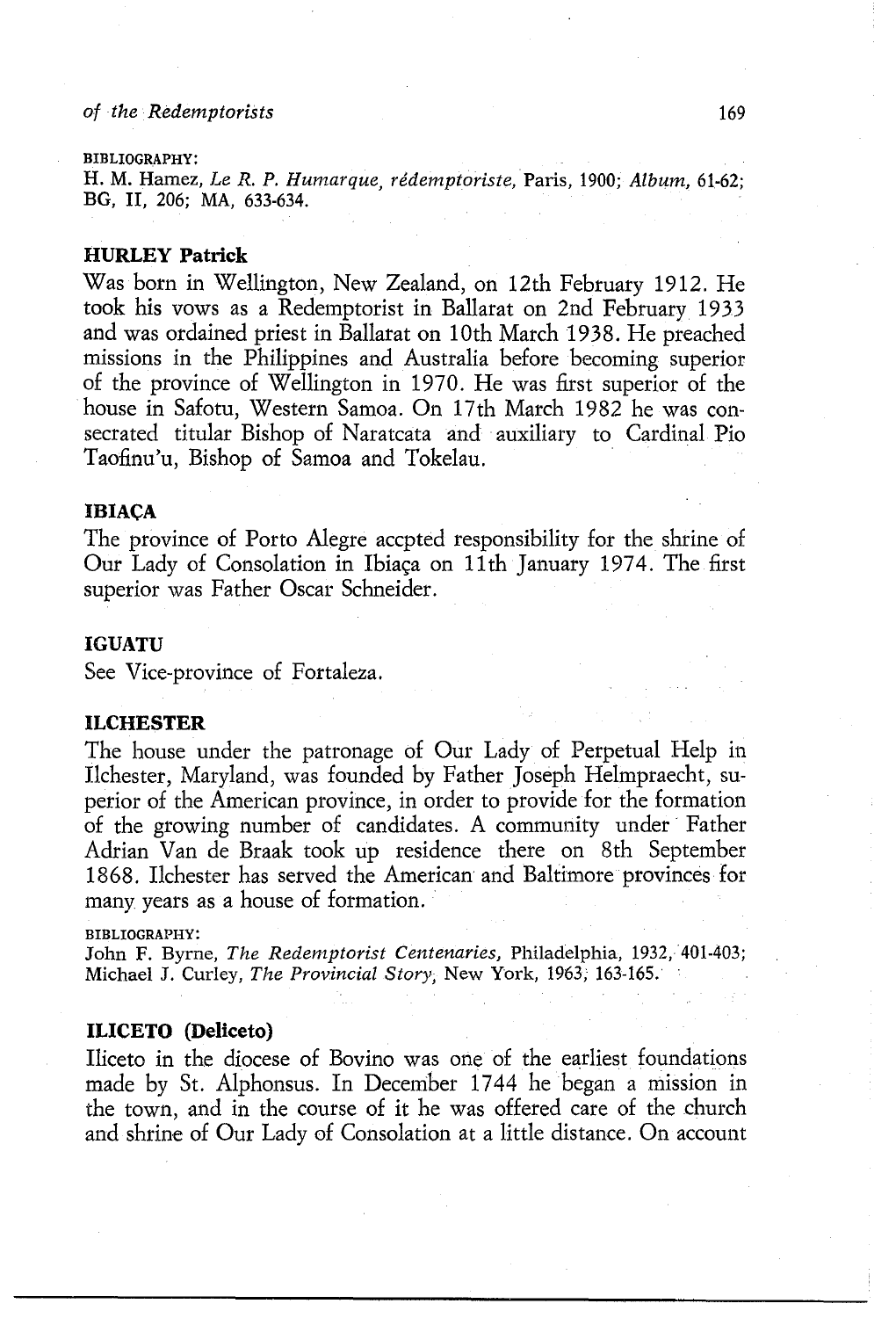BIBLIOGRAPHY:
H. M. Hamez, *Le R. P. Humarque, rédemptoriste*, Paris, 1900; *Album*, 61-62; BG, II, 206; MA, 633-634.

## HURLEY Patrick

Was born in Wellington, New Zealand, on 12th February 1912. He took his vows as a Redemptorist in Ballarat on 2nd February 1933 and was ordained priest in Ballarat on 10th March 1938. He preached missions in the Philippines and Australia before becoming superior of the province of Wellington in 1970. He was first superior of the house in Safotu, Western Samoa. On 17th March 1982 he was consecrated titular Bishop of Naratcata and auxiliary to Cardinal Pio Taofinu'u, Bishop of Samoa and Tokelau.

## IBIAÇA

The province of Porto Alegre accpted responsibility for the shrine of Our Lady of Consolation in Ibiaça on 11th January 1974. The first superior was Father Oscar Schneider.

## IGUATU

See Vice-province of Fortaleza.

## ILCHESTER

The house under the patronage of Our Lady of Perpetual Help in Ilchester, Maryland, was founded by Father Joseph Helmpraecht, superior of the American province, in order to provide for the formation of the growing number of candidates. A community under Father Adrian Van de Braak took up residence there on 8th September 1868. Ilchester has served the American and Baltimore provinces for many years as a house of formation.

BIBLIOGRAPHY:
John F. Byrne, *The Redemptorist Centenaries*, Philadelphia, 1932, 401-403; Michael J. Curley, *The Provincial Story*, New York, 1963, 163-165.

## ILICETO (Deliceto)

Iliceto in the diocese of Bovino was one of the earliest foundations made by St. Alphonsus. In December 1744 he began a mission in the town, and in the course of it he was offered care of the church and shrine of Our Lady of Consolation at a little distance. On account